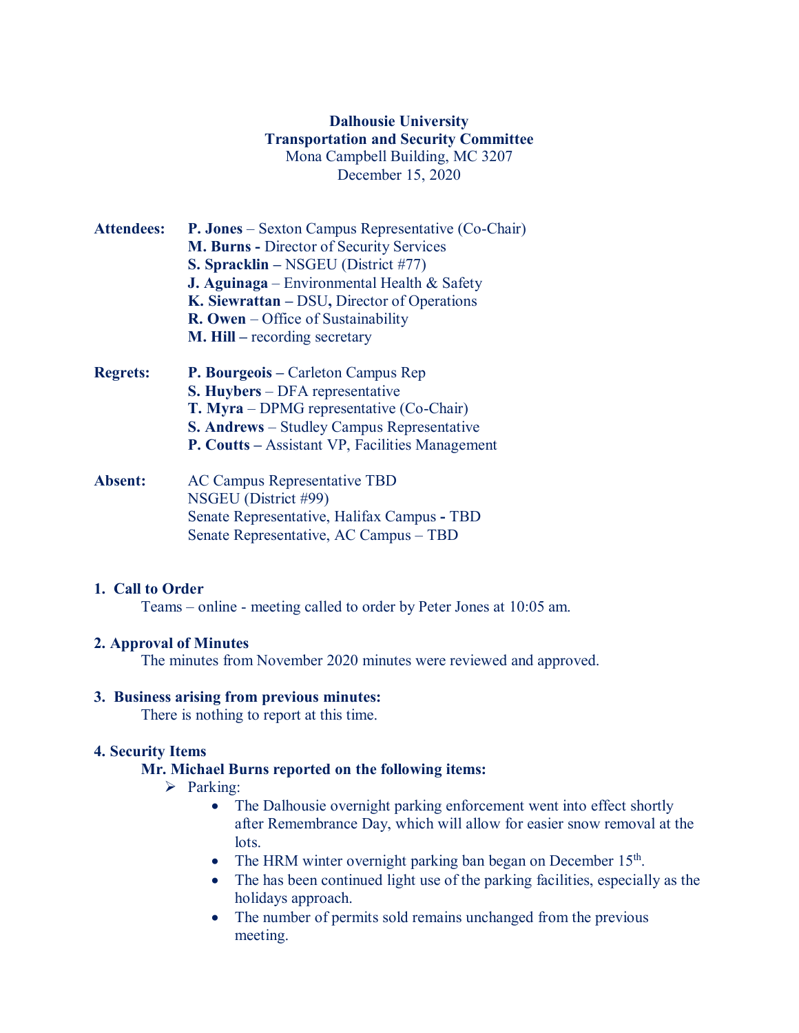**Dalhousie University**
**Transportation and Security Committee**
Mona Campbell Building, MC 3207
December 15, 2020

**Attendees:**
- **P. Jones** – Sexton Campus Representative (Co-Chair)
- **M. Burns -** Director of Security Services
- **S. Spracklin –** NSGEU (District #77)
- **J. Aguinaga** – Environmental Health & Safety
- **K. Siewrattan –** DSU**,** Director of Operations
- **R. Owen** – Office of Sustainability
- **M. Hill –** recording secretary

**Regrets:**
- **P. Bourgeois –** Carleton Campus Rep
- **S. Huybers** – DFA representative
- **T. Myra** – DPMG representative (Co-Chair)
- **S. Andrews** – Studley Campus Representative
- **P. Coutts –** Assistant VP, Facilities Management

**Absent:**
- AC Campus Representative TBD
- NSGEU (District #99)
- Senate Representative, Halifax Campus **-** TBD
- Senate Representative, AC Campus – TBD

## 1. Call to Order

Teams – online - meeting called to order by Peter Jones at 10:05 am.

## 2. Approval of Minutes

The minutes from November 2020 minutes were reviewed and approved.

## 3. Business arising from previous minutes:

There is nothing to report at this time.

## 4. Security Items

**Mr. Michael Burns reported on the following items:**

- Parking:
  - The Dalhousie overnight parking enforcement went into effect shortly after Remembrance Day, which will allow for easier snow removal at the lots.
  - The HRM winter overnight parking ban began on December 15th.
  - The has been continued light use of the parking facilities, especially as the holidays approach.
  - The number of permits sold remains unchanged from the previous meeting.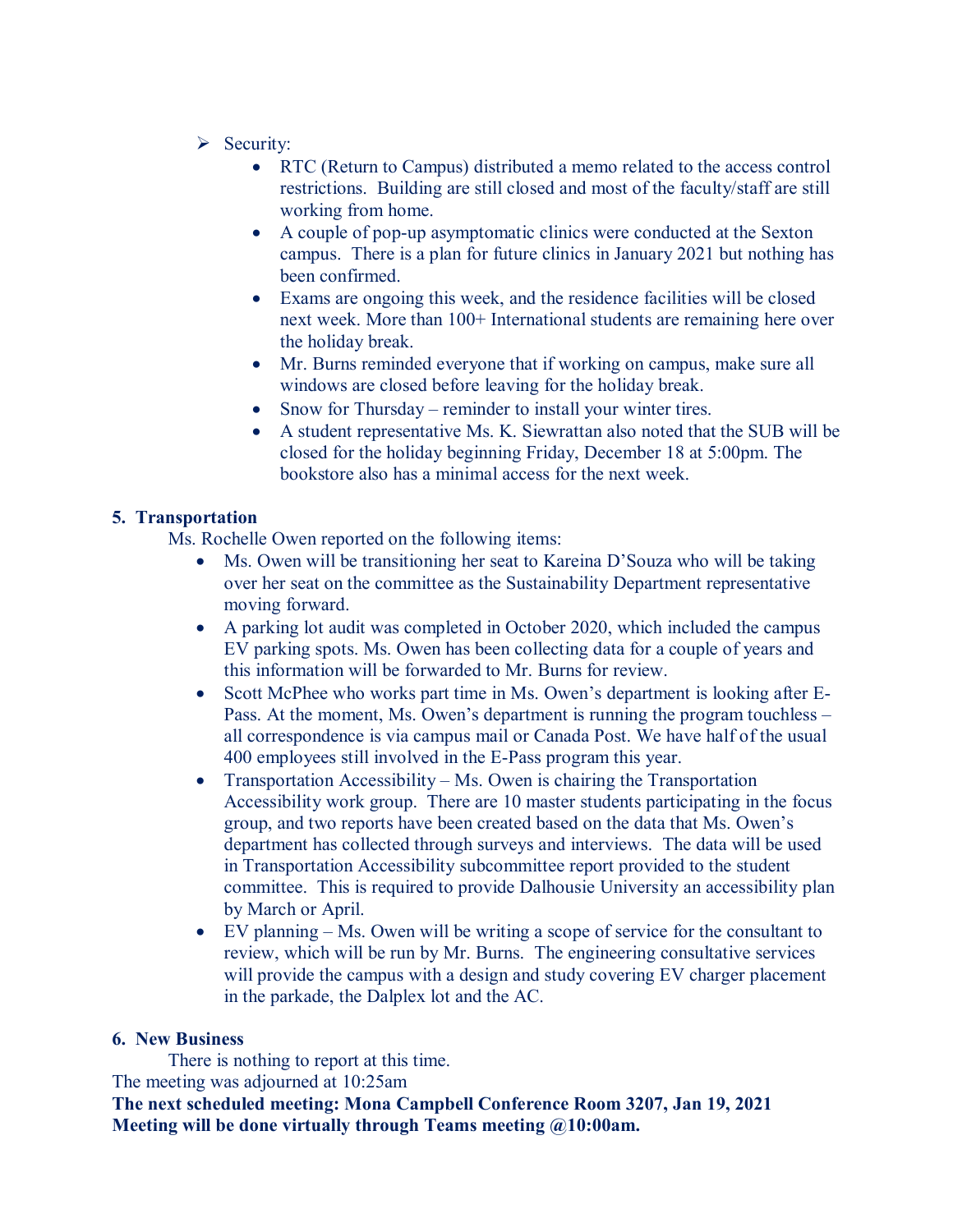- Security:
  - RTC (Return to Campus) distributed a memo related to the access control restrictions. Building are still closed and most of the faculty/staff are still working from home.
  - A couple of pop-up asymptomatic clinics were conducted at the Sexton campus. There is a plan for future clinics in January 2021 but nothing has been confirmed.
  - Exams are ongoing this week, and the residence facilities will be closed next week. More than 100+ International students are remaining here over the holiday break.
  - Mr. Burns reminded everyone that if working on campus, make sure all windows are closed before leaving for the holiday break.
  - Snow for Thursday – reminder to install your winter tires.
  - A student representative Ms. K. Siewrattan also noted that the SUB will be closed for the holiday beginning Friday, December 18 at 5:00pm. The bookstore also has a minimal access for the next week.

### 5. Transportation

Ms. Rochelle Owen reported on the following items:

- Ms. Owen will be transitioning her seat to Kareina D'Souza who will be taking over her seat on the committee as the Sustainability Department representative moving forward.
- A parking lot audit was completed in October 2020, which included the campus EV parking spots. Ms. Owen has been collecting data for a couple of years and this information will be forwarded to Mr. Burns for review.
- Scott McPhee who works part time in Ms. Owen's department is looking after E-Pass. At the moment, Ms. Owen's department is running the program touchless – all correspondence is via campus mail or Canada Post. We have half of the usual 400 employees still involved in the E-Pass program this year.
- Transportation Accessibility – Ms. Owen is chairing the Transportation Accessibility work group. There are 10 master students participating in the focus group, and two reports have been created based on the data that Ms. Owen's department has collected through surveys and interviews. The data will be used in Transportation Accessibility subcommittee report provided to the student committee. This is required to provide Dalhousie University an accessibility plan by March or April.
- EV planning – Ms. Owen will be writing a scope of service for the consultant to review, which will be run by Mr. Burns. The engineering consultative services will provide the campus with a design and study covering EV charger placement in the parkade, the Dalplex lot and the AC.

### 6. New Business

There is nothing to report at this time.

The meeting was adjourned at 10:25am

**The next scheduled meeting: Mona Campbell Conference Room 3207, Jan 19, 2021**
**Meeting will be done virtually through Teams meeting @10:00am.**